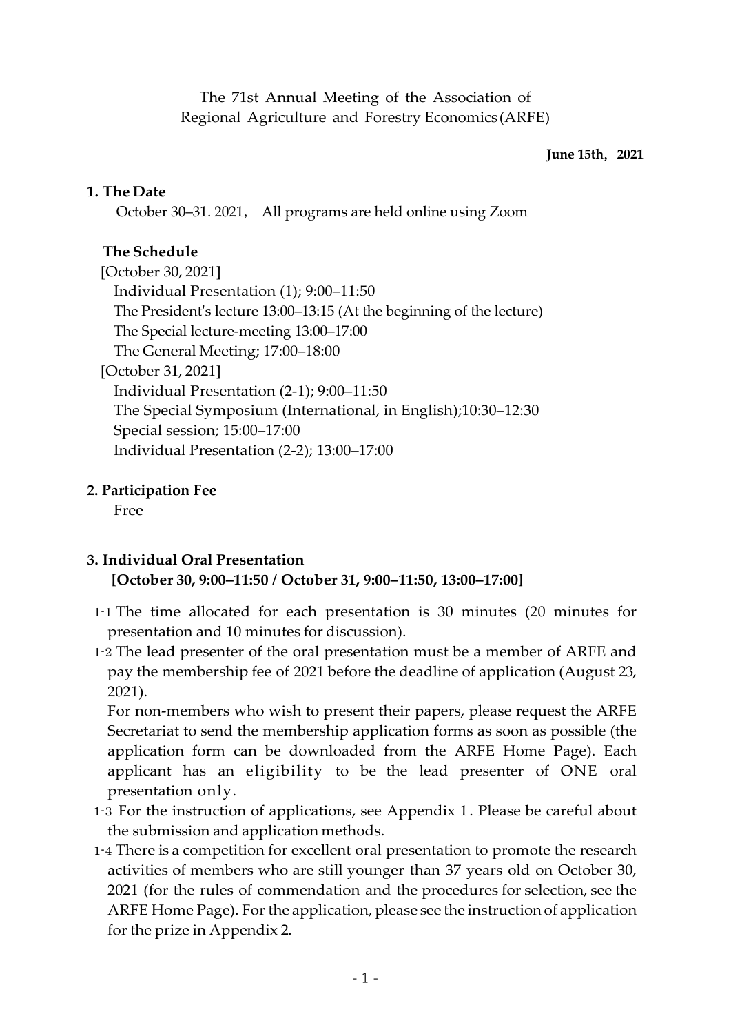The 71st Annual Meeting of the Association of
Regional Agriculture and Forestry Economics (ARFE)

**June 15th, 2021**

## 1. The Date

October 30–31. 2021, All programs are held online using Zoom

### The Schedule

[October 30, 2021]
- Individual Presentation (1); 9:00–11:50
- The President's lecture 13:00–13:15 (At the beginning of the lecture)
- The Special lecture-meeting 13:00–17:00
- The General Meeting; 17:00–18:00

[October 31, 2021]
- Individual Presentation (2-1); 9:00–11:50
- The Special Symposium (International, in English);10:30–12:30
- Special session; 15:00–17:00
- Individual Presentation (2-2); 13:00–17:00

## 2. Participation Fee

Free

## 3. Individual Oral Presentation

**[October 30, 9:00–11:50 / October 31, 9:00–11:50, 13:00–17:00]**

1-1 The time allocated for each presentation is 30 minutes (20 minutes for presentation and 10 minutes for discussion).

1-2 The lead presenter of the oral presentation must be a member of ARFE and pay the membership fee of 2021 before the deadline of application (August 23, 2021).
For non-members who wish to present their papers, please request the ARFE Secretariat to send the membership application forms as soon as possible (the application form can be downloaded from the ARFE Home Page). Each applicant has an eligibility to be the lead presenter of ONE oral presentation only.

1-3 For the instruction of applications, see Appendix 1. Please be careful about the submission and application methods.

1-4 There is a competition for excellent oral presentation to promote the research activities of members who are still younger than 37 years old on October 30, 2021 (for the rules of commendation and the procedures for selection, see the ARFE Home Page). For the application, please see the instruction of application for the prize in Appendix 2.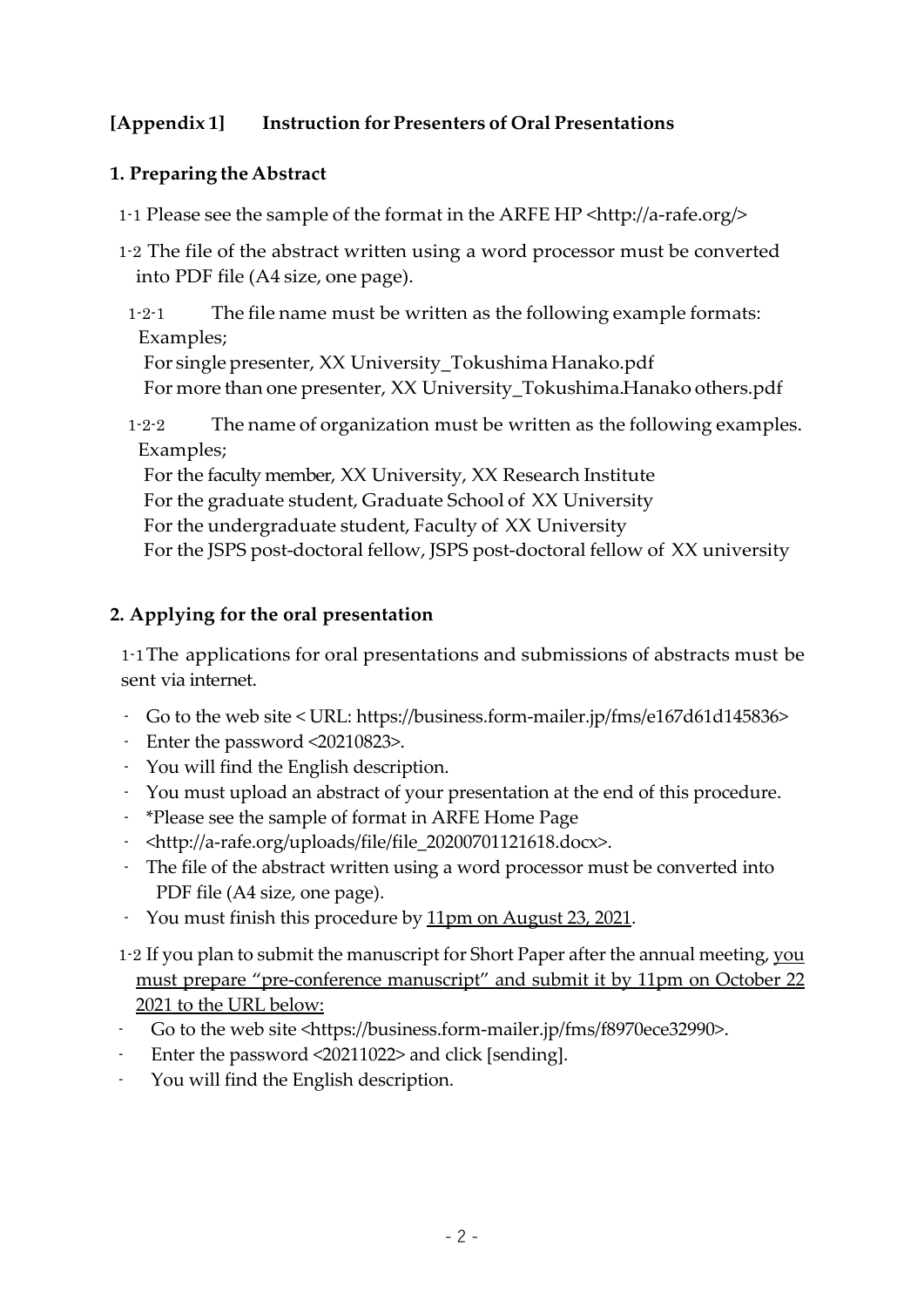## [Appendix 1] Instruction for Presenters of Oral Presentations

### 1. Preparing the Abstract

1-1 Please see the sample of the format in the ARFE HP <http://a-rafe.org/>

1-2 The file of the abstract written using a word processor must be converted into PDF file (A4 size, one page).

1-2-1 The file name must be written as the following example formats:
Examples;
For single presenter, XX University_Tokushima Hanako.pdf
For more than one presenter, XX University_Tokushima.Hanako others.pdf

1-2-2 The name of organization must be written as the following examples.
Examples;
For the faculty member, XX University, XX Research Institute
For the graduate student, Graduate School of XX University
For the undergraduate student, Faculty of XX University
For the JSPS post-doctoral fellow, JSPS post-doctoral fellow of XX university

### 2. Applying for the oral presentation

1-1 The applications for oral presentations and submissions of abstracts must be sent via internet.

- Go to the web site < URL: https://business.form-mailer.jp/fms/e167d61d145836>
- Enter the password <20210823>.
- You will find the English description.
- You must upload an abstract of your presentation at the end of this procedure.
- *Please see the sample of format in ARFE Home Page
- <http://a-rafe.org/uploads/file/file_20200701121618.docx>.
- The file of the abstract written using a word processor must be converted into PDF file (A4 size, one page).
- You must finish this procedure by <u>11pm on August 23, 2021</u>.

1-2 If you plan to submit the manuscript for Short Paper after the annual meeting, <u>you must prepare "pre-conference manuscript" and submit it by 11pm on October 22 2021 to the URL below:</u>

- Go to the web site <https://business.form-mailer.jp/fms/f8970ece32990>.
- Enter the password <20211022> and click [sending].
- You will find the English description.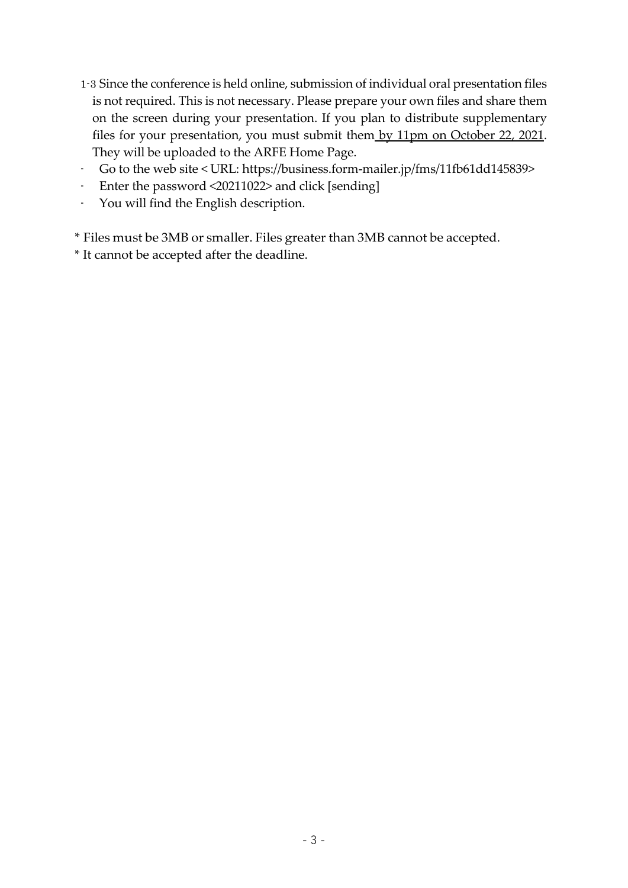1-3 Since the conference is held online, submission of individual oral presentation files is not required. This is not necessary. Please prepare your own files and share them on the screen during your presentation. If you plan to distribute supplementary files for your presentation, you must submit them <u>by 11pm on October 22, 2021</u>. They will be uploaded to the ARFE Home Page.

- Go to the web site < URL: https://business.form-mailer.jp/fms/11fb61dd145839>
- Enter the password <20211022> and click [sending]
- You will find the English description.

\* Files must be 3MB or smaller. Files greater than 3MB cannot be accepted.

\* It cannot be accepted after the deadline.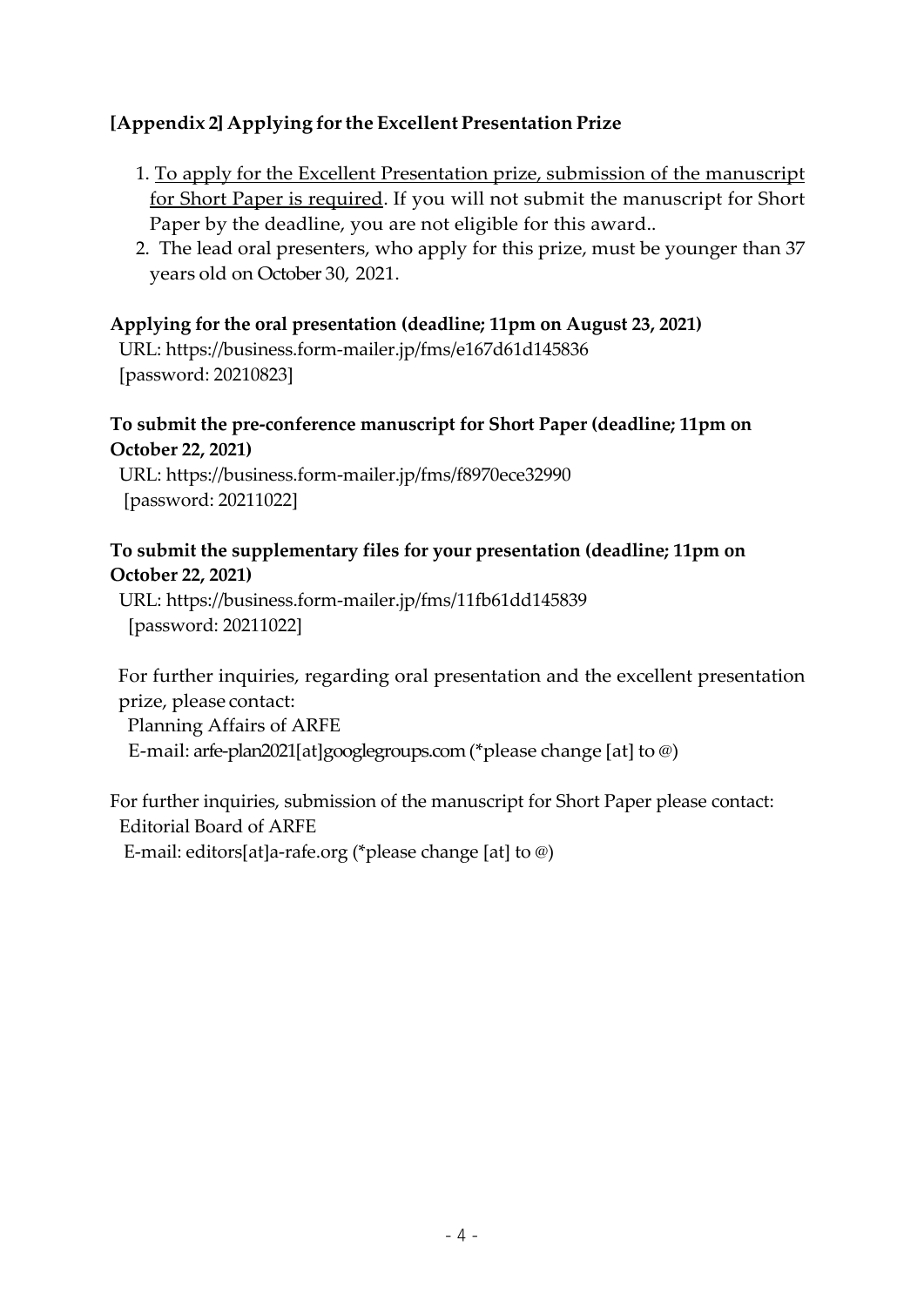### [Appendix 2] Applying for the Excellent Presentation Prize

1. <u>To apply for the Excellent Presentation prize, submission of the manuscript for Short Paper is required</u>. If you will not submit the manuscript for Short Paper by the deadline, you are not eligible for this award..
2. The lead oral presenters, who apply for this prize, must be younger than 37 years old on October 30, 2021.

**Applying for the oral presentation (deadline; 11pm on August 23, 2021)**

URL: https://business.form-mailer.jp/fms/e167d61d145836
[password: 20210823]

**To submit the pre-conference manuscript for Short Paper (deadline; 11pm on October 22, 2021)**

URL: https://business.form-mailer.jp/fms/f8970ece32990
[password: 20211022]

**To submit the supplementary files for your presentation (deadline; 11pm on October 22, 2021)**

URL: https://business.form-mailer.jp/fms/11fb61dd145839
[password: 20211022]

For further inquiries, regarding oral presentation and the excellent presentation prize, please contact:
Planning Affairs of ARFE
E-mail: arfe-plan2021[at]googlegroups.com (*please change [at] to @)

For further inquiries, submission of the manuscript for Short Paper please contact:
Editorial Board of ARFE
E-mail: editors[at]a-rafe.org (*please change [at] to @)